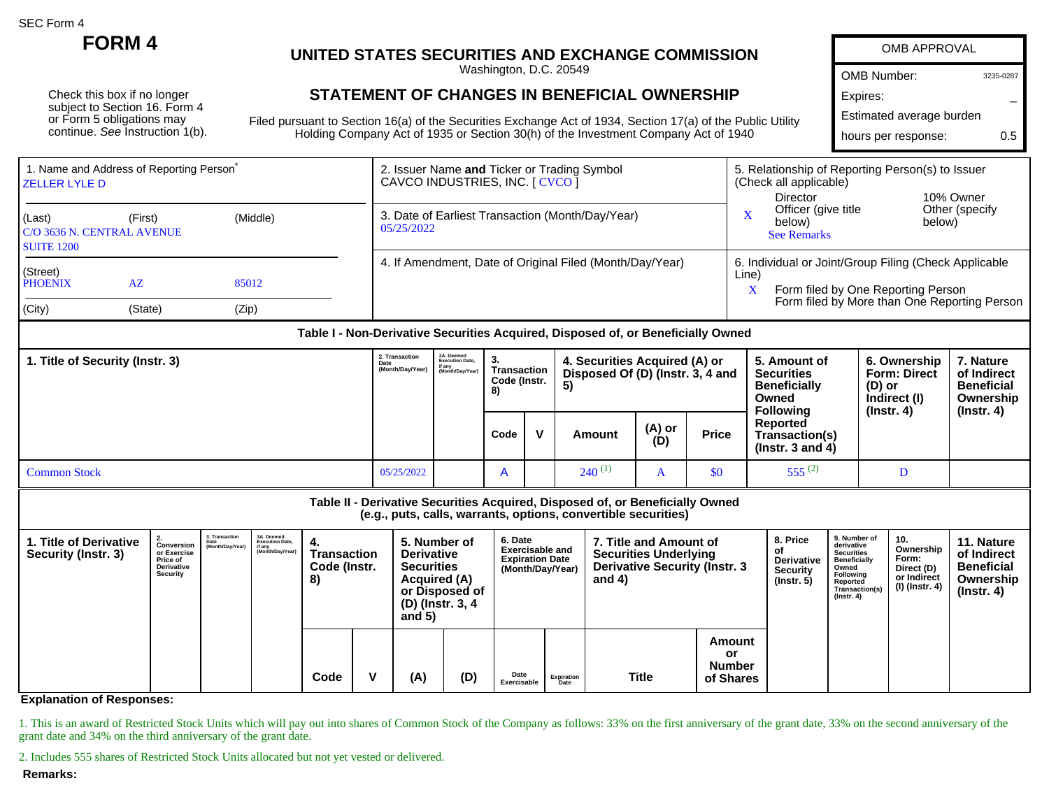SEC Form 4

# FORM 4

## UNITED STATES SECURITIES AND EXCHANGE COMMISSION

Washington, D.C. 20549

## STATEMENT OF CHANGES IN BENEFICIAL OWNERSHIP

Filed pursuant to Section 16(a) of the Securities Exchange Act of 1934, Section 17(a) of the Public Utility Holding Company Act of 1935 or Section 30(h) of the Investment Company Act of 1940

Check this box if no longer subject to Section 16. Form 4 or Form 5 obligations may continue. *See* Instruction 1(b).

| OMB APPROVAL | |
|---|---|
| OMB Number: | 3235-0287 |
| Expires: | – |
| Estimated average burden hours per response: | 0.5 |

**1. Name and Address of Reporting Person***

ZELLER LYLE D

(Last) (First) (Middle)

C/O 3636 N. CENTRAL AVENUE
SUITE 1200

(Street)

PHOENIX AZ 85012

(City) (State) (Zip)

**2. Issuer Name and Ticker or Trading Symbol**

CAVCO INDUSTRIES, INC. [ CVCO ]

**3. Date of Earliest Transaction (Month/Day/Year)**

05/25/2022

**4. If Amendment, Date of Original Filed (Month/Day/Year)**

**5. Relationship of Reporting Person(s) to Issuer (Check all applicable)**

Director | 10% Owner
X Officer (give title below) | Other (specify below)
See Remarks

**6. Individual or Joint/Group Filing (Check Applicable Line)**

X Form filed by One Reporting Person
Form filed by More than One Reporting Person

### Table I - Non-Derivative Securities Acquired, Disposed of, or Beneficially Owned

| 1. Title of Security (Instr. 3) | 2. Transaction Date (Month/Day/Year) | 2A. Deemed Execution Date, if any (Month/Day/Year) | 3. Transaction Code (Instr. 8) | | 4. Securities Acquired (A) or Disposed Of (D) (Instr. 3, 4 and 5) | | | 5. Amount of Securities Beneficially Owned Following Reported Transaction(s) (Instr. 3 and 4) | 6. Ownership Form: Direct (D) or Indirect (I) (Instr. 4) | 7. Nature of Indirect Beneficial Ownership (Instr. 4) |
|---|---|---|---|---|---|---|---|---|---|---|
| | | | Code | V | Amount | (A) or (D) | Price | | | |
| Common Stock | 05/25/2022 | | A | | 240 (1) | A | $0 | 555 (2) | D | |

### Table II - Derivative Securities Acquired, Disposed of, or Beneficially Owned (e.g., puts, calls, warrants, options, convertible securities)

| 1. Title of Derivative Security (Instr. 3) | 2. Conversion or Exercise Price of Derivative Security | 3. Transaction Date (Month/Day/Year) | 3A. Deemed Execution Date, if any (Month/Day/Year) | 4. Transaction Code (Instr. 8) | | 5. Number of Derivative Securities Acquired (A) or Disposed of (D) (Instr. 3, 4 and 5) | | 6. Date Exercisable and Expiration Date (Month/Day/Year) | | 7. Title and Amount of Securities Underlying Derivative Security (Instr. 3 and 4) | | 8. Price of Derivative Security (Instr. 5) | 9. Number of derivative Securities Beneficially Owned Following Reported Transaction(s) (Instr. 4) | 10. Ownership Form: Direct (D) or Indirect (I) (Instr. 4) | 11. Nature of Indirect Beneficial Ownership (Instr. 4) |
|---|---|---|---|---|---|---|---|---|---|---|---|---|---|---|---|
| | | | | Code | V | (A) | (D) | Date Exercisable | Expiration Date | Title | Amount or Number of Shares | | | | |

**Explanation of Responses:**

1. This is an award of Restricted Stock Units which will pay out into shares of Common Stock of the Company as follows: 33% on the first anniversary of the grant date, 33% on the second anniversary of the grant date and 34% on the third anniversary of the grant date.

2. Includes 555 shares of Restricted Stock Units allocated but not yet vested or delivered.

**Remarks:**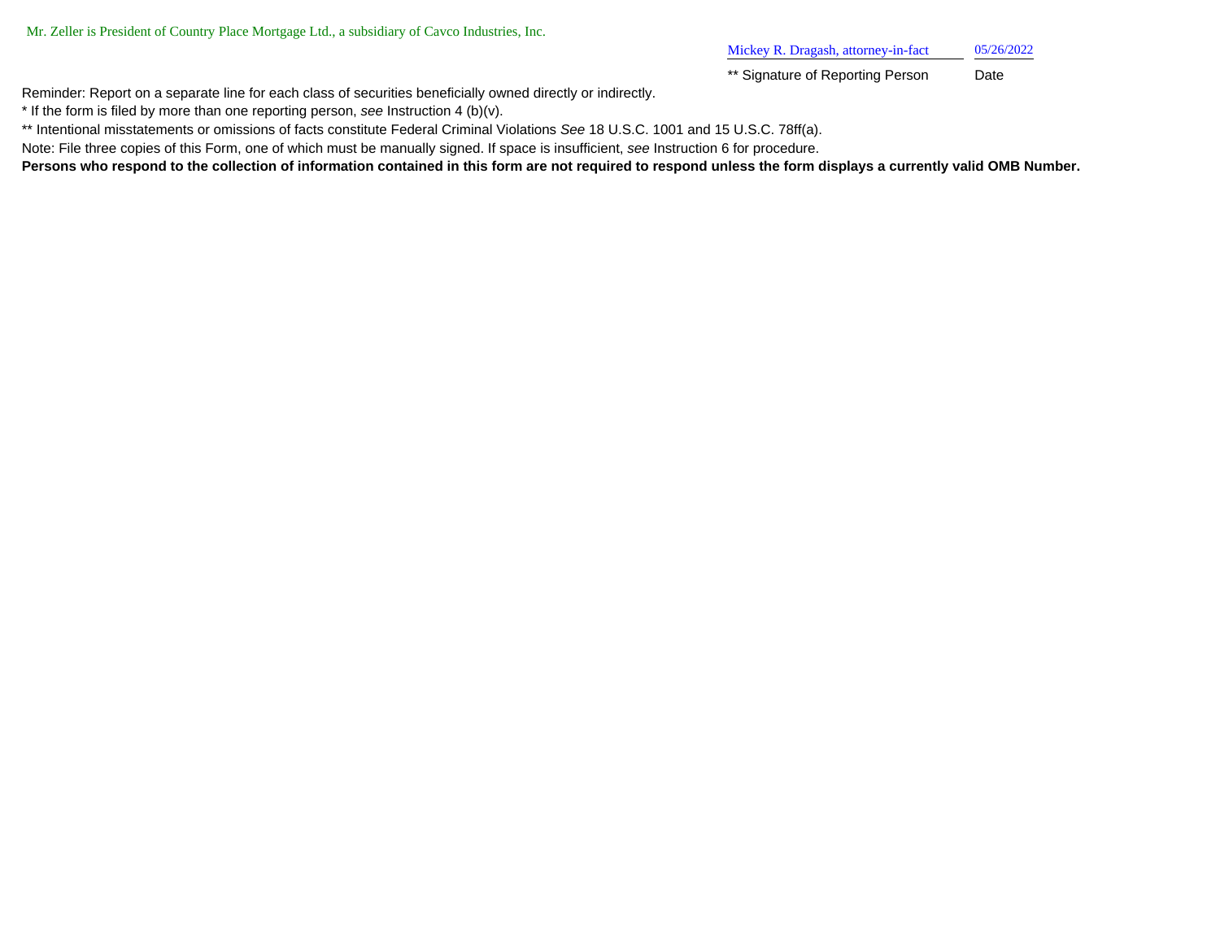Mr. Zeller is President of Country Place Mortgage Ltd., a subsidiary of Cavco Industries, Inc.

| | |
|---|---|
| Mickey R. Dragash, attorney-in-fact | 05/26/2022 |
| ** Signature of Reporting Person | Date |

Reminder: Report on a separate line for each class of securities beneficially owned directly or indirectly.

* If the form is filed by more than one reporting person, *see* Instruction 4 (b)(v).

** Intentional misstatements or omissions of facts constitute Federal Criminal Violations *See* 18 U.S.C. 1001 and 15 U.S.C. 78ff(a).

Note: File three copies of this Form, one of which must be manually signed. If space is insufficient, *see* Instruction 6 for procedure.

**Persons who respond to the collection of information contained in this form are not required to respond unless the form displays a currently valid OMB Number.**